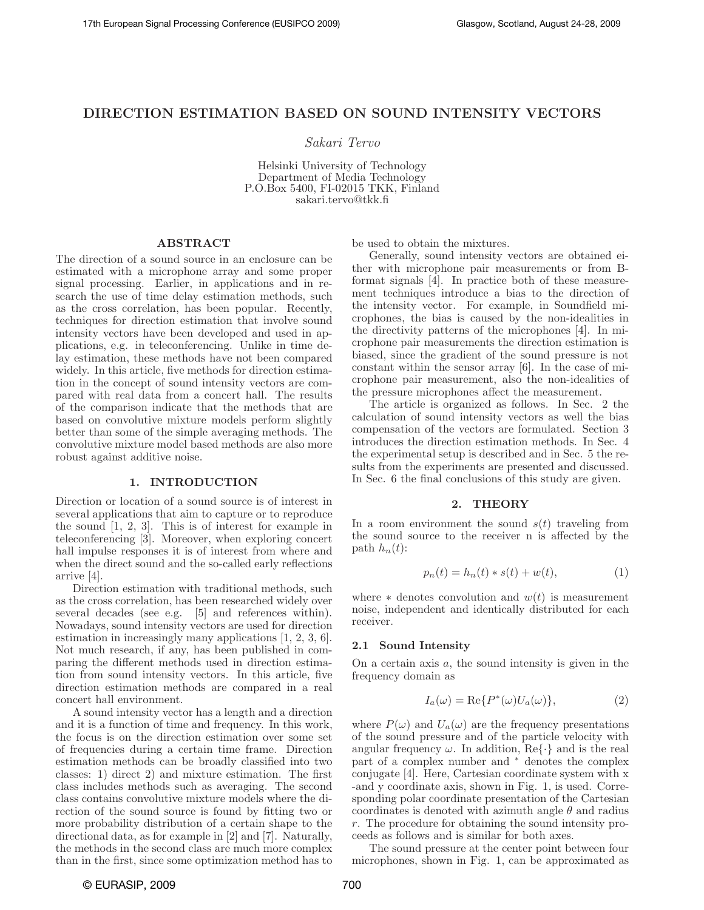# DIRECTION ESTIMATION BASED ON SOUND INTENSITY VECTORS

*Sakari Tervo*

Helsinki University of Technology
Department of Media Technology
P.O.Box 5400, FI-02015 TKK, Finland
sakari.tervo@tkk.fi

## ABSTRACT

The direction of a sound source in an enclosure can be estimated with a microphone array and some proper signal processing. Earlier, in applications and in research the use of time delay estimation methods, such as the cross correlation, has been popular. Recently, techniques for direction estimation that involve sound intensity vectors have been developed and used in applications, e.g. in teleconferencing. Unlike in time delay estimation, these methods have not been compared widely. In this article, five methods for direction estimation in the concept of sound intensity vectors are compared with real data from a concert hall. The results of the comparison indicate that the methods that are based on convolutive mixture models perform slightly better than some of the simple averaging methods. The convolutive mixture model based methods are also more robust against additive noise.

## 1. INTRODUCTION

Direction or location of a sound source is of interest in several applications that aim to capture or to reproduce the sound [1, 2, 3]. This is of interest for example in teleconferencing [3]. Moreover, when exploring concert hall impulse responses it is of interest from where and when the direct sound and the so-called early reflections arrive [4].

Direction estimation with traditional methods, such as the cross correlation, has been researched widely over several decades (see e.g. [5] and references within). Nowadays, sound intensity vectors are used for direction estimation in increasingly many applications [1, 2, 3, 6]. Not much research, if any, has been published in comparing the different methods used in direction estimation from sound intensity vectors. In this article, five direction estimation methods are compared in a real concert hall environment.

A sound intensity vector has a length and a direction and it is a function of time and frequency. In this work, the focus is on the direction estimation over some set of frequencies during a certain time frame. Direction estimation methods can be broadly classified into two classes: 1) direct 2) and mixture estimation. The first class includes methods such as averaging. The second class contains convolutive mixture models where the direction of the sound source is found by fitting two or more probability distribution of a certain shape to the directional data, as for example in [2] and [7]. Naturally, the methods in the second class are much more complex than in the first, since some optimization method has to be used to obtain the mixtures.

Generally, sound intensity vectors are obtained either with microphone pair measurements or from B-format signals [4]. In practice both of these measurement techniques introduce a bias to the direction of the intensity vector. For example, in Soundfield microphones, the bias is caused by the non-idealities in the directivity patterns of the microphones [4]. In microphone pair measurements the direction estimation is biased, since the gradient of the sound pressure is not constant within the sensor array [6]. In the case of microphone pair measurement, also the non-idealities of the pressure microphones affect the measurement.

The article is organized as follows. In Sec. 2 the calculation of sound intensity vectors as well the bias compensation of the vectors are formulated. Section 3 introduces the direction estimation methods. In Sec. 4 the experimental setup is described and in Sec. 5 the results from the experiments are presented and discussed. In Sec. 6 the final conclusions of this study are given.

## 2. THEORY

In a room environment the sound $s(t)$ traveling from the sound source to the receiver n is affected by the path $h_n(t)$:

$$p_n(t) = h_n(t) * s(t) + w(t), \tag{1}$$

where $*$ denotes convolution and $w(t)$ is measurement noise, independent and identically distributed for each receiver.

### 2.1 Sound Intensity

On a certain axis $a$, the sound intensity is given in the frequency domain as

$$I_a(\omega) = \mathrm{Re}\{P^*(\omega)U_a(\omega)\}, \tag{2}$$

where $P(\omega)$ and $U_a(\omega)$ are the frequency presentations of the sound pressure and of the particle velocity with angular frequency $\omega$. In addition, $\mathrm{Re}\{\cdot\}$ and is the real part of a complex number and $^*$ denotes the complex conjugate [4]. Here, Cartesian coordinate system with x -and y coordinate axis, shown in Fig. 1, is used. Corresponding polar coordinate presentation of the Cartesian coordinates is denoted with azimuth angle $\theta$ and radius $r$. The procedure for obtaining the sound intensity proceeds as follows and is similar for both axes.

The sound pressure at the center point between four microphones, shown in Fig. 1, can be approximated as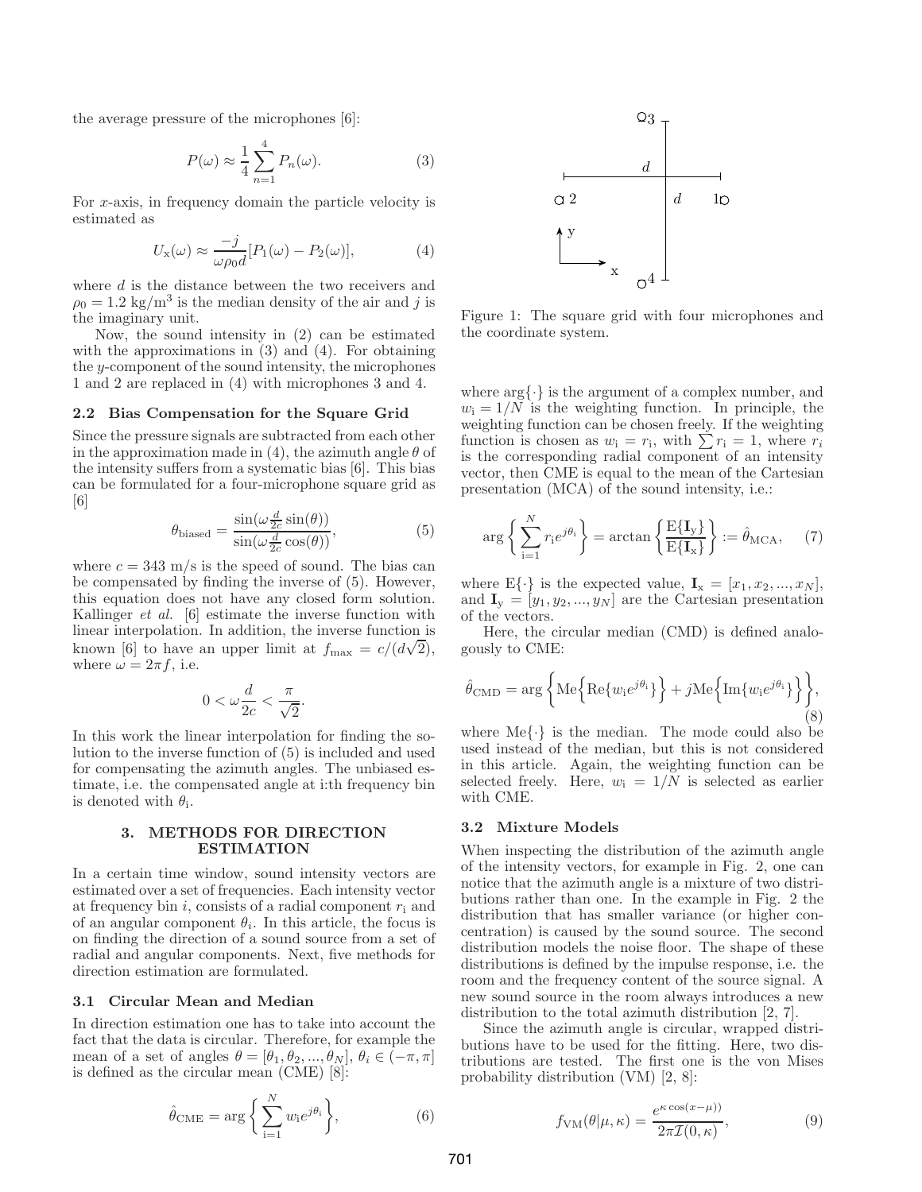the average pressure of the microphones [6]:

$$P(\omega) \approx \frac{1}{4}\sum_{n=1}^{4} P_n(\omega). \tag{3}$$

For $x$-axis, in frequency domain the particle velocity is estimated as

$$U_{\mathrm{x}}(\omega) \approx \frac{-j}{\omega\rho_0 d}[P_1(\omega) - P_2(\omega)], \tag{4}$$

where $d$ is the distance between the two receivers and $\rho_0 = 1.2$ kg/m$^3$ is the median density of the air and $j$ is the imaginary unit.

Now, the sound intensity in (2) can be estimated with the approximations in (3) and (4). For obtaining the $y$-component of the sound intensity, the microphones 1 and 2 are replaced in (4) with microphones 3 and 4.

### 2.2 Bias Compensation for the Square Grid

Since the pressure signals are subtracted from each other in the approximation made in (4), the azimuth angle $\theta$ of the intensity suffers from a systematic bias [6]. This bias can be formulated for a four-microphone square grid as [6]

$$\theta_{\mathrm{biased}} = \frac{\sin(\omega\frac{d}{2c}\sin(\theta))}{\sin(\omega\frac{d}{2c}\cos(\theta))}, \tag{5}$$

where $c = 343$ m/s is the speed of sound. The bias can be compensated by finding the inverse of (5). However, this equation does not have any closed form solution. Kallinger *et al.* [6] estimate the inverse function with linear interpolation. In addition, the inverse function is known [6] to have an upper limit at $f_{\max} = c/(d\sqrt{2})$, where $\omega = 2\pi f$, i.e.

$$0 < \omega\frac{d}{2c} < \frac{\pi}{\sqrt{2}}.$$

In this work the linear interpolation for finding the solution to the inverse function of (5) is included and used for compensating the azimuth angles. The unbiased estimate, i.e. the compensated angle at i:th frequency bin is denoted with $\theta_{\mathrm{i}}$.

## 3. METHODS FOR DIRECTION ESTIMATION

In a certain time window, sound intensity vectors are estimated over a set of frequencies. Each intensity vector at frequency bin $i$, consists of a radial component $r_{\mathrm{i}}$ and of an angular component $\theta_i$. In this article, the focus is on finding the direction of a sound source from a set of radial and angular components. Next, five methods for direction estimation are formulated.

### 3.1 Circular Mean and Median

In direction estimation one has to take into account the fact that the data is circular. Therefore, for example the mean of a set of angles $\theta = [\theta_1, \theta_2, ..., \theta_N]$, $\theta_i \in (-\pi, \pi]$ is defined as the circular mean (CME) [8]:

$$\hat{\theta}_{\mathrm{CME}} = \arg\left\{\sum_{\mathrm{i}=1}^{N} w_{\mathrm{i}} e^{j\theta_{\mathrm{i}}}\right\}, \tag{6}$$

Figure 1: The square grid with four microphones and the coordinate system.

where $\arg\{\cdot\}$ is the argument of a complex number, and $w_{\mathrm{i}} = 1/N$ is the weighting function. In principle, the weighting function can be chosen freely. If the weighting function is chosen as $w_i = r_{\mathrm{i}}$, with $\sum r_{\mathrm{i}} = 1$, where $r_i$ is the corresponding radial component of an intensity vector, then CME is equal to the mean of the Cartesian presentation (MCA) of the sound intensity, i.e.:

$$\arg\left\{\sum_{\mathrm{i}=1}^{N} r_{\mathrm{i}} e^{j\theta_{\mathrm{i}}}\right\} = \arctan\left\{\frac{\mathrm{E}\{\mathbf{I}_{\mathrm{y}}\}}{\mathrm{E}\{\mathbf{I}_{\mathrm{x}}\}}\right\} := \hat{\theta}_{\mathrm{MCA}}, \tag{7}$$

where $\mathrm{E}\{\cdot\}$ is the expected value, $\mathbf{I}_{\mathrm{x}} = [x_1, x_2, ..., x_N]$, and $\mathbf{I}_{\mathrm{y}} = [y_1, y_2, ..., y_N]$ are the Cartesian presentation of the vectors.

Here, the circular median (CMD) is defined analogously to CME:

$$\hat{\theta}_{\mathrm{CMD}} = \arg\left\{\mathrm{Me}\Big\{\mathrm{Re}\{w_{\mathrm{i}} e^{j\theta_{\mathrm{i}}}\}\Big\} + j\mathrm{Me}\Big\{\mathrm{Im}\{w_{\mathrm{i}} e^{j\theta_{\mathrm{i}}}\}\Big\}\right\}, \tag{8}$$

where $\mathrm{Me}\{\cdot\}$ is the median. The mode could also be used instead of the median, but this is not considered in this article. Again, the weighting function can be selected freely. Here, $w_{\mathrm{i}} = 1/N$ is selected as earlier with CME.

### 3.2 Mixture Models

When inspecting the distribution of the azimuth angle of the intensity vectors, for example in Fig. 2, one can notice that the azimuth angle is a mixture of two distributions rather than one. In the example in Fig. 2 the distribution that has smaller variance (or higher concentration) is caused by the sound source. The second distribution models the noise floor. The shape of these distributions is defined by the impulse response, i.e. the room and the frequency content of the source signal. A new sound source in the room always introduces a new distribution to the total azimuth distribution [2, 7].

Since the azimuth angle is circular, wrapped distributions have to be used for the fitting. Here, two distributions are tested. The first one is the von Mises probability distribution (VM) [2, 8]:

$$f_{\mathrm{VM}}(\theta|\mu,\kappa) = \frac{e^{\kappa\cos(x-\mu))}}{2\pi\mathcal{I}(0,\kappa)}, \tag{9}$$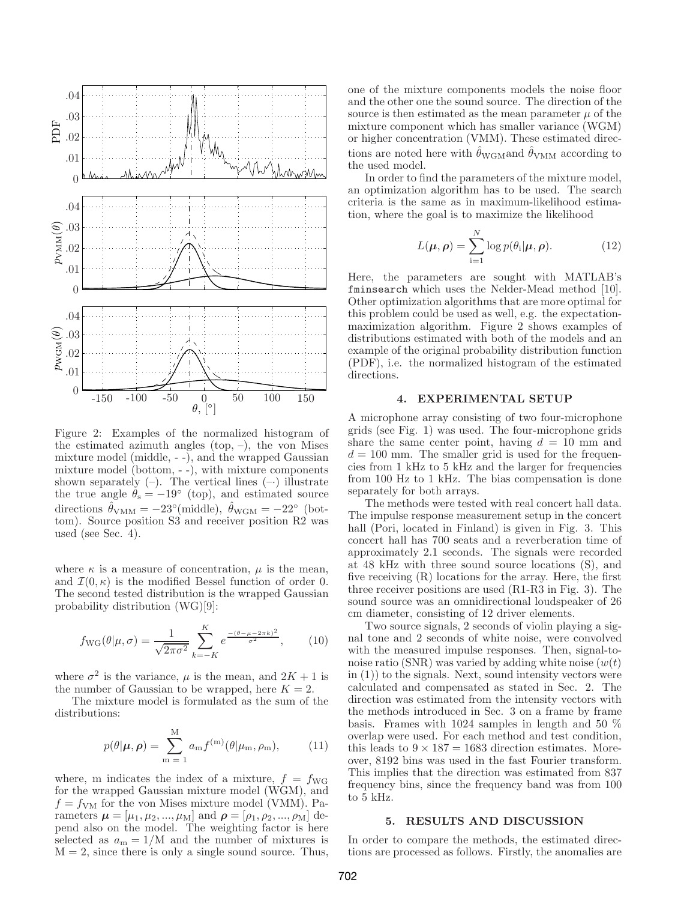Figure 2: Examples of the normalized histogram of the estimated azimuth angles (top, –), the von Mises mixture model (middle, - -), and the wrapped Gaussian mixture model (bottom, - -), with mixture components shown separately (–). The vertical lines (-·) illustrate the true angle $\theta_s = -19°$ (top), and estimated source directions $\hat{\theta}_{VMM} = -23°$(middle), $\hat{\theta}_{WGM} = -22°$ (bottom). Source position S3 and receiver position R2 was used (see Sec. 4).

where $\kappa$ is a measure of concentration, $\mu$ is the mean, and $\mathcal{I}(0, \kappa)$ is the modified Bessel function of order 0. The second tested distribution is the wrapped Gaussian probability distribution (WG)[9]:

$$f_{WG}(\theta|\mu, \sigma) = \frac{1}{\sqrt{2\pi\sigma^2}} \sum_{k=-K}^{K} e^{\frac{-(\theta-\mu-2\pi k)^2}{\sigma^2}}, \qquad (10)$$

where $\sigma^2$ is the variance, $\mu$ is the mean, and $2K + 1$ is the number of Gaussian to be wrapped, here $K = 2$.

The mixture model is formulated as the sum of the distributions:

$$p(\theta|\boldsymbol{\mu}, \boldsymbol{\rho}) = \sum_{m=1}^{M} a_m f^{(m)}(\theta|\mu_m, \rho_m), \qquad (11)$$

where, m indicates the index of a mixture, $f = f_{WG}$ for the wrapped Gaussian mixture model (WGM), and $f = f_{VM}$ for the von Mises mixture model (VMM). Parameters $\boldsymbol{\mu} = [\mu_1, \mu_2, ..., \mu_M]$ and $\boldsymbol{\rho} = [\rho_1, \rho_2, ..., \rho_M]$ depend also on the model. The weighting factor is here selected as $a_m = 1/M$ and the number of mixtures is $M = 2$, since there is only a single sound source. Thus, one of the mixture components models the noise floor and the other one the sound source. The direction of the source is then estimated as the mean parameter $\mu$ of the mixture component which has smaller variance (WGM) or higher concentration (VMM). These estimated directions are noted here with $\hat{\theta}_{WGM}$and $\hat{\theta}_{VMM}$ according to the used model.

In order to find the parameters of the mixture model, an optimization algorithm has to be used. The search criteria is the same as in maximum-likelihood estimation, where the goal is to maximize the likelihood

$$L(\boldsymbol{\mu}, \boldsymbol{\rho}) = \sum_{i=1}^{N} \log p(\theta_i|\boldsymbol{\mu}, \boldsymbol{\rho}). \qquad (12)$$

Here, the parameters are sought with MATLAB's `fminsearch` which uses the Nelder-Mead method [10]. Other optimization algorithms that are more optimal for this problem could be used as well, e.g. the expectation-maximization algorithm. Figure 2 shows examples of distributions estimated with both of the models and an example of the original probability distribution function (PDF), i.e. the normalized histogram of the estimated directions.

## 4. EXPERIMENTAL SETUP

A microphone array consisting of two four-microphone grids (see Fig. 1) was used. The four-microphone grids share the same center point, having $d = 10$ mm and $d = 100$ mm. The smaller grid is used for the frequencies from 1 kHz to 5 kHz and the larger for frequencies from 100 Hz to 1 kHz. The bias compensation is done separately for both arrays.

The methods were tested with real concert hall data. The impulse response measurement setup in the concert hall (Pori, located in Finland) is given in Fig. 3. This concert hall has 700 seats and a reverberation time of approximately 2.1 seconds. The signals were recorded at 48 kHz with three sound source locations (S), and five receiving (R) locations for the array. Here, the first three receiver positions are used (R1-R3 in Fig. 3). The sound source was an omnidirectional loudspeaker of 26 cm diameter, consisting of 12 driver elements.

Two source signals, 2 seconds of violin playing a signal tone and 2 seconds of white noise, were convolved with the measured impulse responses. Then, signal-to-noise ratio (SNR) was varied by adding white noise ($w(t)$ in (1)) to the signals. Next, sound intensity vectors were calculated and compensated as stated in Sec. 2. The direction was estimated from the intensity vectors with the methods introduced in Sec. 3 on a frame by frame basis. Frames with 1024 samples in length and 50 % overlap were used. For each method and test condition, this leads to $9 \times 187 = 1683$ direction estimates. Moreover, 8192 bins was used in the fast Fourier transform. This implies that the direction was estimated from 837 frequency bins, since the frequency band was from 100 to 5 kHz.

## 5. RESULTS AND DISCUSSION

In order to compare the methods, the estimated directions are processed as follows. Firstly, the anomalies are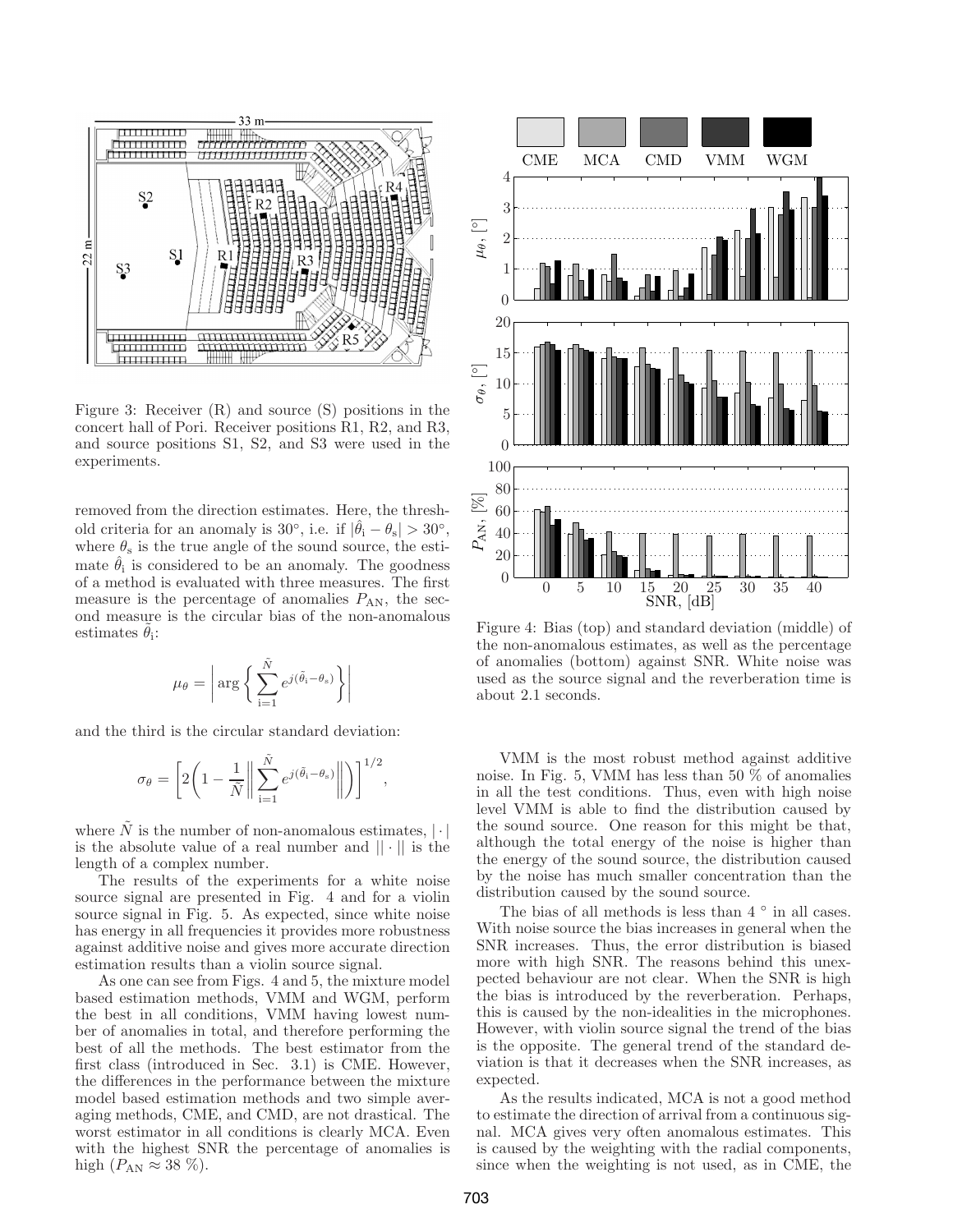Figure 3: Receiver (R) and source (S) positions in the concert hall of Pori. Receiver positions R1, R2, and R3, and source positions S1, S2, and S3 were used in the experiments.

removed from the direction estimates. Here, the threshold criteria for an anomaly is 30°, i.e. if $|\hat{\theta}_i - \theta_s| > 30°$, where $\theta_s$ is the true angle of the sound source, the estimate $\hat{\theta}_i$ is considered to be an anomaly. The goodness of a method is evaluated with three measures. The first measure is the percentage of anomalies $P_{AN}$, the second measure is the circular bias of the non-anomalous estimates $\tilde{\theta}_i$:

$$\mu_\theta = \left| \arg\left\{ \sum_{i=1}^{\tilde{N}} e^{j(\tilde{\theta}_i - \theta_s)} \right\} \right|$$

and the third is the circular standard deviation:

$$\sigma_\theta = \left[ 2\left( 1 - \frac{1}{\tilde{N}} \left\| \sum_{i=1}^{\tilde{N}} e^{j(\tilde{\theta}_i - \theta_s)} \right\| \right) \right]^{1/2},$$

where $\tilde{N}$ is the number of non-anomalous estimates, $|\cdot|$ is the absolute value of a real number and $||\cdot||$ is the length of a complex number.

The results of the experiments for a white noise source signal are presented in Fig. 4 and for a violin source signal in Fig. 5. As expected, since white noise has energy in all frequencies it provides more robustness against additive noise and gives more accurate direction estimation results than a violin source signal.

As one can see from Figs. 4 and 5, the mixture model based estimation methods, VMM and WGM, perform the best in all conditions, VMM having lowest number of anomalies in total, and therefore performing the best of all the methods. The best estimator from the first class (introduced in Sec. 3.1) is CME. However, the differences in the performance between the mixture model based estimation methods and two simple averaging methods, CME, and CMD, are not drastical. The worst estimator in all conditions is clearly MCA. Even with the highest SNR the percentage of anomalies is high ($P_{AN} \approx 38$ %).

Figure 4: Bias (top) and standard deviation (middle) of the non-anomalous estimates, as well as the percentage of anomalies (bottom) against SNR. White noise was used as the source signal and the reverberation time is about 2.1 seconds.

VMM is the most robust method against additive noise. In Fig. 5, VMM has less than 50 % of anomalies in all the test conditions. Thus, even with high noise level VMM is able to find the distribution caused by the sound source. One reason for this might be that, although the total energy of the noise is higher than the energy of the sound source, the distribution caused by the noise has much smaller concentration than the distribution caused by the sound source.

The bias of all methods is less than 4 ° in all cases. With noise source the bias increases in general when the SNR increases. Thus, the error distribution is biased more with high SNR. The reasons behind this unexpected behaviour are not clear. When the SNR is high the bias is introduced by the reverberation. Perhaps, this is caused by the non-idealities in the microphones. However, with violin source signal the trend of the bias is the opposite. The general trend of the standard deviation is that it decreases when the SNR increases, as expected.

As the results indicated, MCA is not a good method to estimate the direction of arrival from a continuous signal. MCA gives very often anomalous estimates. This is caused by the weighting with the radial components, since when the weighting is not used, as in CME, the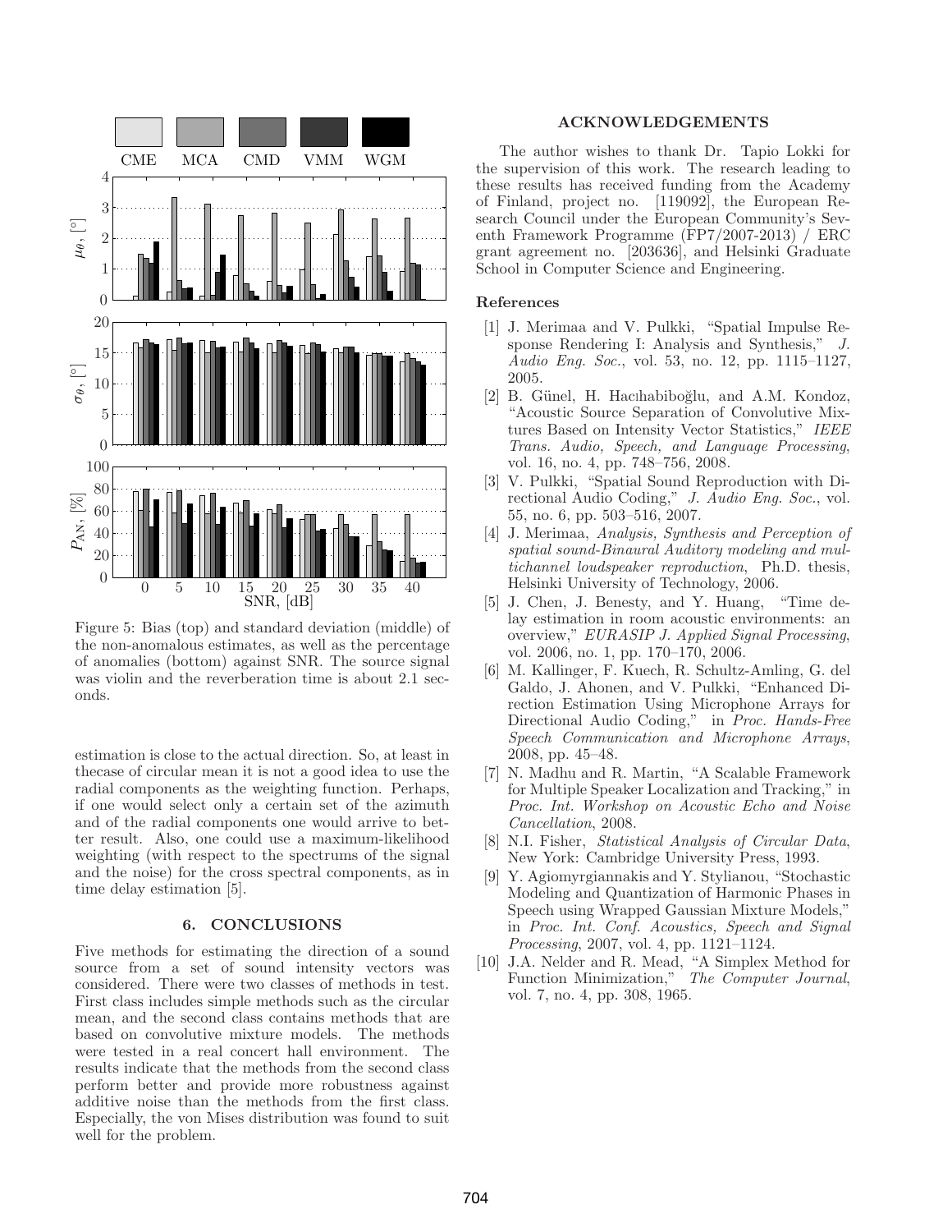CME MCA CMD VMM WGM

$\mu_\theta$, [°]

4
3
2
1
0

$\sigma_\theta$, [°]

20
15
10
5
0

$P_{\text{AN}}$, [%]

100
80
60
40
20
0

0 5 10 15 20 25 30 35 40

SNR, [dB]

Figure 5: Bias (top) and standard deviation (middle) of the non-anomalous estimates, as well as the percentage of anomalies (bottom) against SNR. The source signal was violin and the reverberation time is about 2.1 seconds.

estimation is close to the actual direction. So, at least in thecase of circular mean it is not a good idea to use the radial components as the weighting function. Perhaps, if one would select only a certain set of the azimuth and of the radial components one would arrive to better result. Also, one could use a maximum-likelihood weighting (with respect to the spectrums of the signal and the noise) for the cross spectral components, as in time delay estimation [5].

## 6. CONCLUSIONS

Five methods for estimating the direction of a sound source from a set of sound intensity vectors was considered. There were two classes of methods in test. First class includes simple methods such as the circular mean, and the second class contains methods that are based on convolutive mixture models. The methods were tested in a real concert hall environment. The results indicate that the methods from the second class perform better and provide more robustness against additive noise than the methods from the first class. Especially, the von Mises distribution was found to suit well for the problem.

## ACKNOWLEDGEMENTS

The author wishes to thank Dr. Tapio Lokki for the supervision of this work. The research leading to these results has received funding from the Academy of Finland, project no. [119092], the European Research Council under the European Community's Seventh Framework Programme (FP7/2007-2013) / ERC grant agreement no. [203636], and Helsinki Graduate School in Computer Science and Engineering.

### References

[1] J. Merimaa and V. Pulkki, "Spatial Impulse Response Rendering I: Analysis and Synthesis," *J. Audio Eng. Soc.*, vol. 53, no. 12, pp. 1115–1127, 2005.

[2] B. Günel, H. Hacıhabiboğlu, and A.M. Kondoz, "Acoustic Source Separation of Convolutive Mixtures Based on Intensity Vector Statistics," *IEEE Trans. Audio, Speech, and Language Processing*, vol. 16, no. 4, pp. 748–756, 2008.

[3] V. Pulkki, "Spatial Sound Reproduction with Directional Audio Coding," *J. Audio Eng. Soc.*, vol. 55, no. 6, pp. 503–516, 2007.

[4] J. Merimaa, *Analysis, Synthesis and Perception of spatial sound-Binaural Auditory modeling and multichannel loudspeaker reproduction*, Ph.D. thesis, Helsinki University of Technology, 2006.

[5] J. Chen, J. Benesty, and Y. Huang, "Time delay estimation in room acoustic environments: an overview," *EURASIP J. Applied Signal Processing*, vol. 2006, no. 1, pp. 170–170, 2006.

[6] M. Kallinger, F. Kuech, R. Schultz-Amling, G. del Galdo, J. Ahonen, and V. Pulkki, "Enhanced Direction Estimation Using Microphone Arrays for Directional Audio Coding," in *Proc. Hands-Free Speech Communication and Microphone Arrays*, 2008, pp. 45–48.

[7] N. Madhu and R. Martin, "A Scalable Framework for Multiple Speaker Localization and Tracking," in *Proc. Int. Workshop on Acoustic Echo and Noise Cancellation*, 2008.

[8] N.I. Fisher, *Statistical Analysis of Circular Data*, New York: Cambridge University Press, 1993.

[9] Y. Agiomyrgiannakis and Y. Stylianou, "Stochastic Modeling and Quantization of Harmonic Phases in Speech using Wrapped Gaussian Mixture Models," in *Proc. Int. Conf. Acoustics, Speech and Signal Processing*, 2007, vol. 4, pp. 1121–1124.

[10] J.A. Nelder and R. Mead, "A Simplex Method for Function Minimization," *The Computer Journal*, vol. 7, no. 4, pp. 308, 1965.